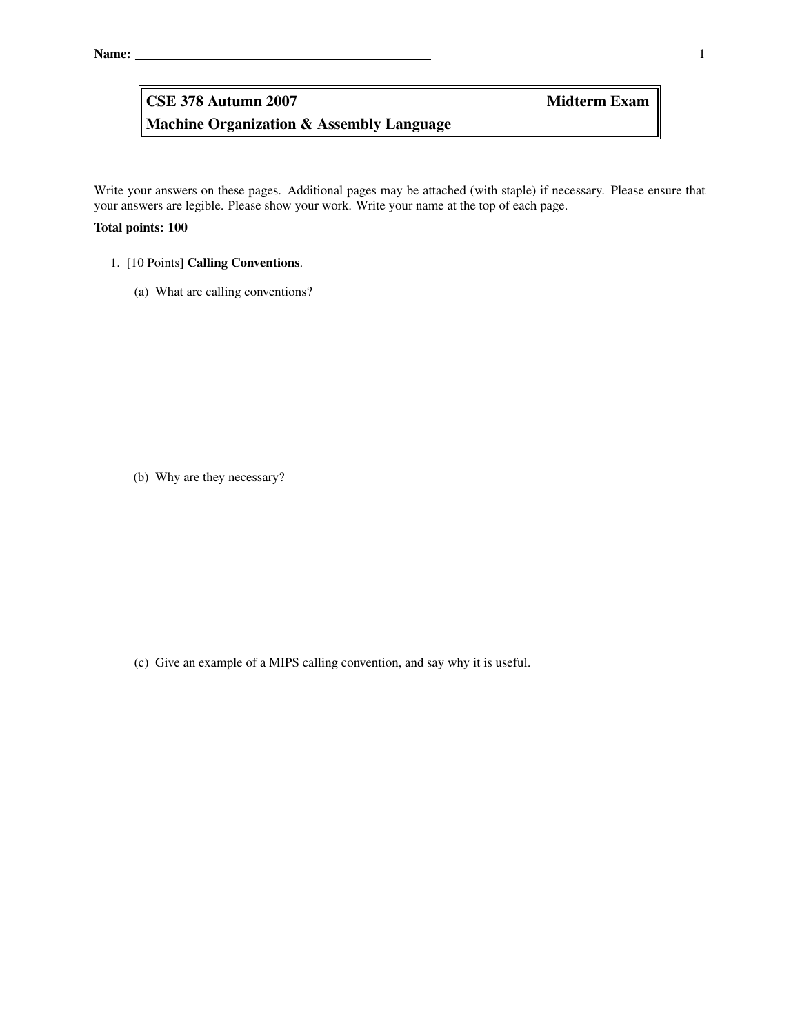Name: ____________________________________________

# CSE 378 Autumn 2007 — Midterm Exam

## Machine Organization & Assembly Language

Write your answers on these pages. Additional pages may be attached (with staple) if necessary. Please ensure that your answers are legible. Please show your work. Write your name at the top of each page.

**Total points: 100**

1. [10 Points] **Calling Conventions**.

   (a) What are calling conventions?

   (b) Why are they necessary?

   (c) Give an example of a MIPS calling convention, and say why it is useful.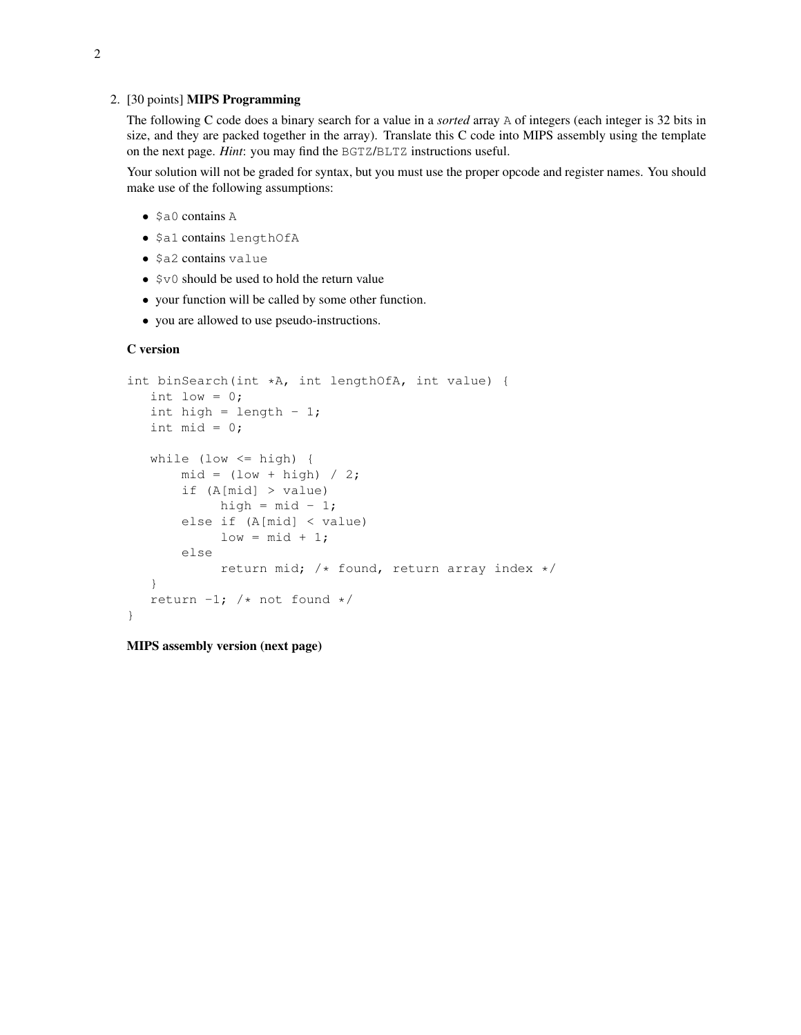2. [30 points] **MIPS Programming**

The following C code does a binary search for a value in a *sorted* array `A` of integers (each integer is 32 bits in size, and they are packed together in the array). Translate this C code into MIPS assembly using the template on the next page. *Hint*: you may find the `BGTZ`/`BLTZ` instructions useful.

Your solution will not be graded for syntax, but you must use the proper opcode and register names. You should make use of the following assumptions:

- `$a0` contains `A`
- `$a1` contains `lengthOfA`
- `$a2` contains `value`
- `$v0` should be used to hold the return value
- your function will be called by some other function.
- you are allowed to use pseudo-instructions.

**C version**

```
int binSearch(int *A, int lengthOfA, int value) {
   int low = 0;
   int high = length - 1;
   int mid = 0;

   while (low <= high) {
       mid = (low + high) / 2;
       if (A[mid] > value)
            high = mid - 1;
       else if (A[mid] < value)
            low = mid + 1;
       else
            return mid; /* found, return array index */
   }
   return -1; /* not found */
}
```

**MIPS assembly version (next page)**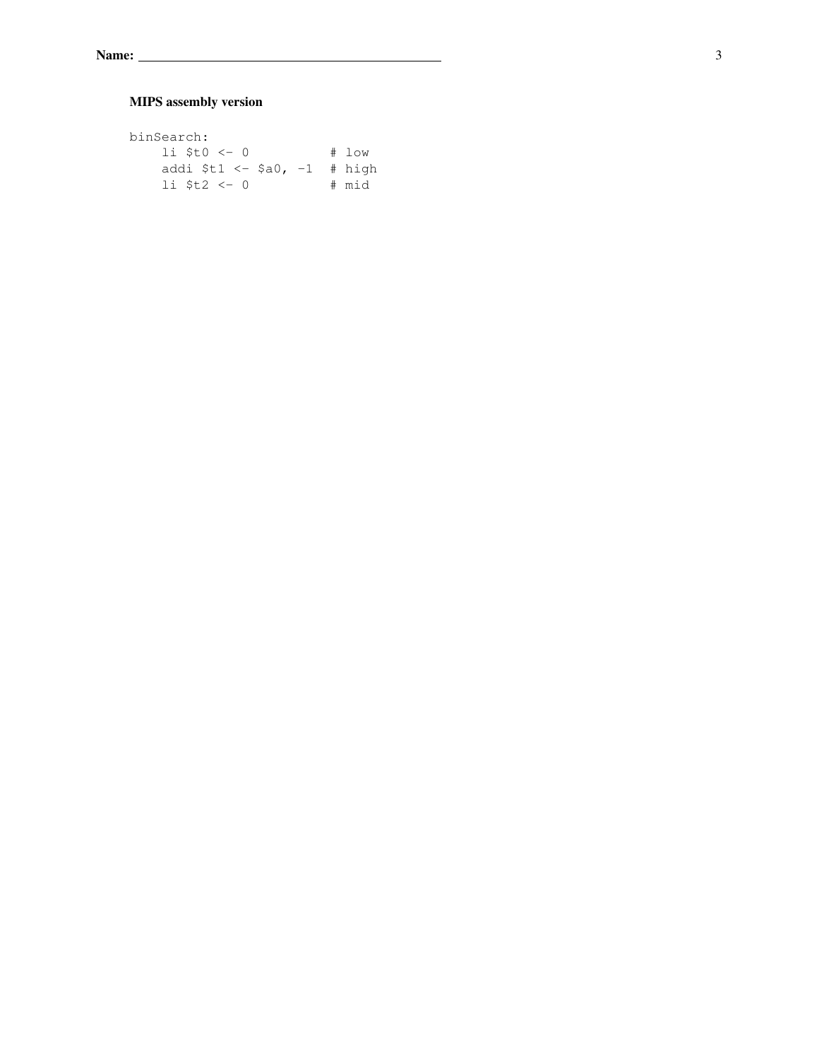### MIPS assembly version

```
binSearch:
    li $t0 <- 0           # low
    addi $t1 <- $a0, -1  # high
    li $t2 <- 0           # mid
```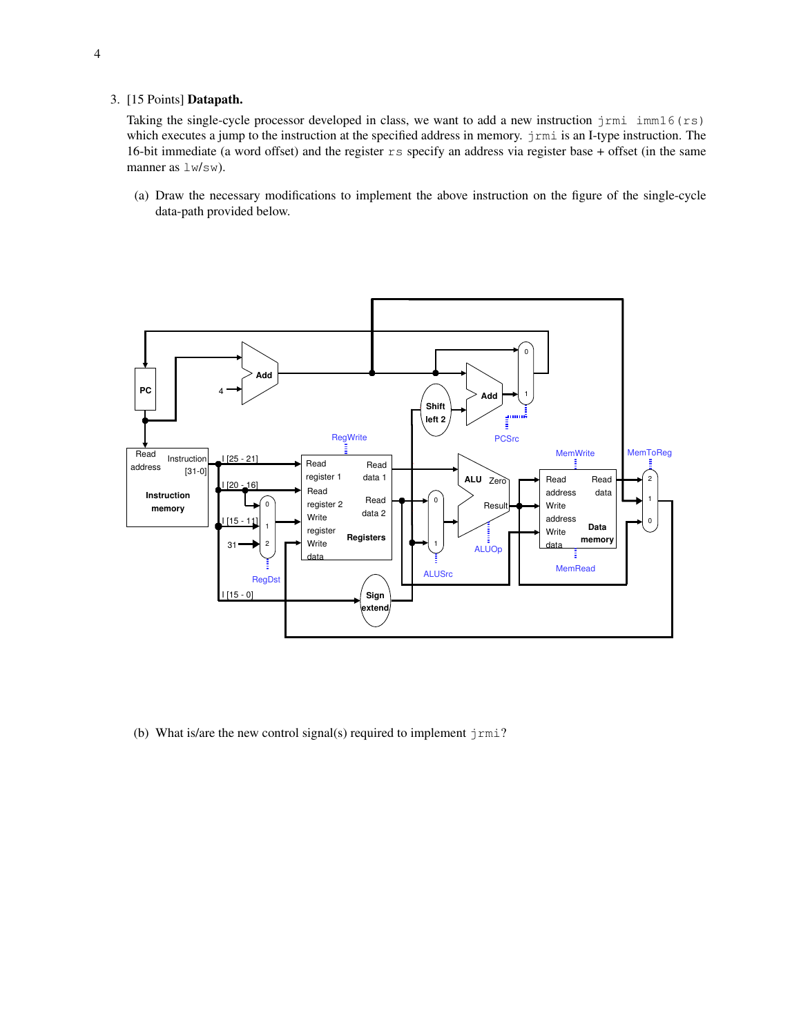3. [15 Points] **Datapath.**

   Taking the single-cycle processor developed in class, we want to add a new instruction `jrmi imm16(rs)` which executes a jump to the instruction at the specified address in memory. `jrmi` is an I-type instruction. The 16-bit immediate (a word offset) and the register `rs` specify an address via register base + offset (in the same manner as `lw`/`sw`).

   (a) Draw the necessary modifications to implement the above instruction on the figure of the single-cycle data-path provided below.

   (b) What is/are the new control signal(s) required to implement `jrmi`?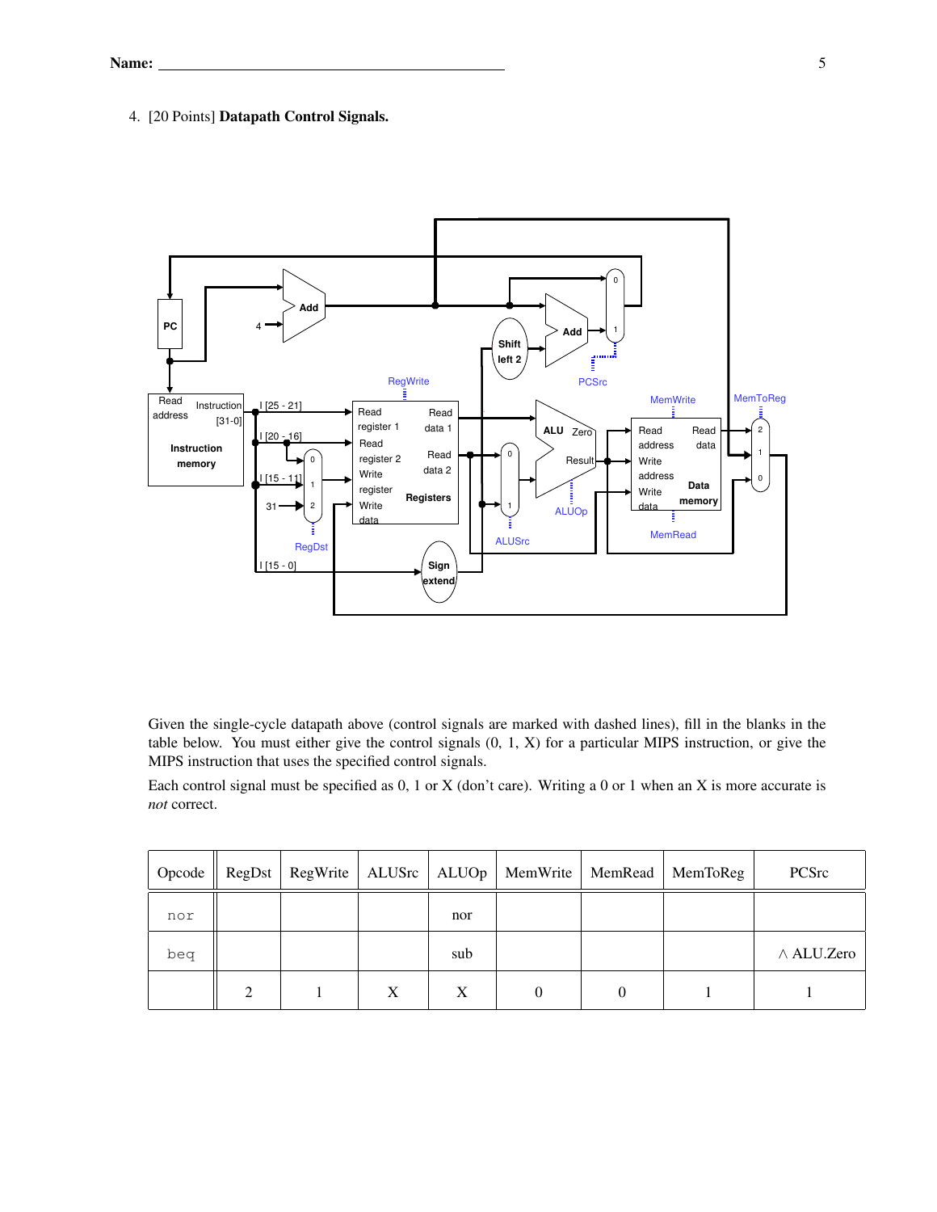4. [20 Points] **Datapath Control Signals.**

Given the single-cycle datapath above (control signals are marked with dashed lines), fill in the blanks in the table below. You must either give the control signals (0, 1, X) for a particular MIPS instruction, or give the MIPS instruction that uses the specified control signals.

Each control signal must be specified as 0, 1 or X (don't care). Writing a 0 or 1 when an X is more accurate is *not* correct.

| Opcode | RegDst | RegWrite | ALUSrc | ALUOp | MemWrite | MemRead | MemToReg | PCSrc |
|---|---|---|---|---|---|---|---|---|
| nor | | | | nor | | | | |
| beq | | | | sub | | | | $\wedge$ ALU.Zero |
| | 2 | 1 | X | X | 0 | 0 | 1 | 1 |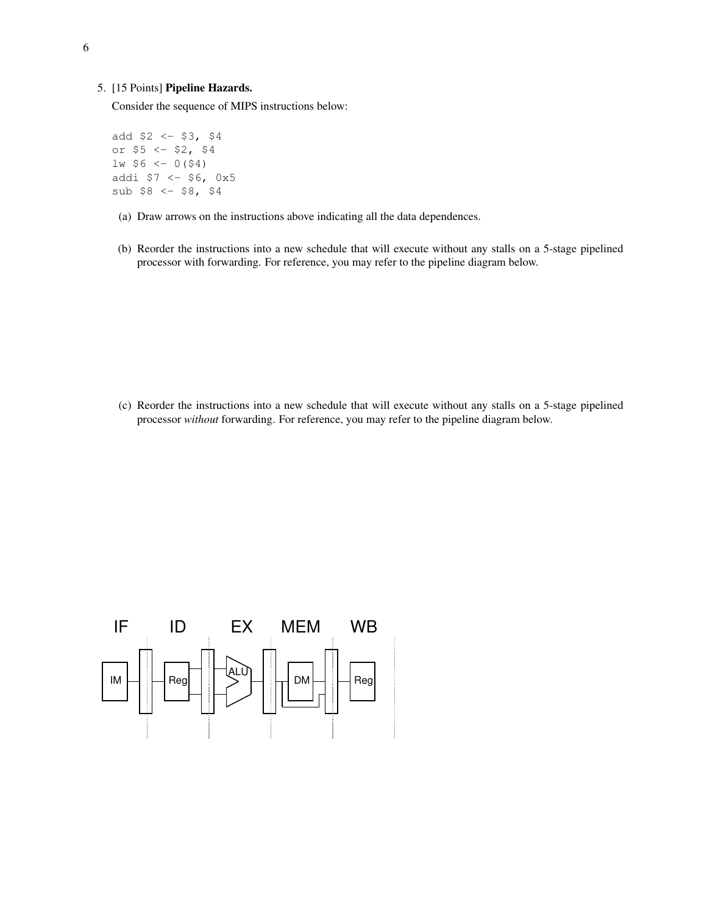5. [15 Points] **Pipeline Hazards.**

   Consider the sequence of MIPS instructions below:

```
add $2 <- $3, $4
or $5 <- $2, $4
lw $6 <- 0($4)
addi $7 <- $6, 0x5
sub $8 <- $8, $4
```

   (a) Draw arrows on the instructions above indicating all the data dependences.

   (b) Reorder the instructions into a new schedule that will execute without any stalls on a 5-stage pipelined processor with forwarding. For reference, you may refer to the pipeline diagram below.

   (c) Reorder the instructions into a new schedule that will execute without any stalls on a 5-stage pipelined processor *without* forwarding. For reference, you may refer to the pipeline diagram below.

IF ID EX MEM WB

IM Reg ALU DM Reg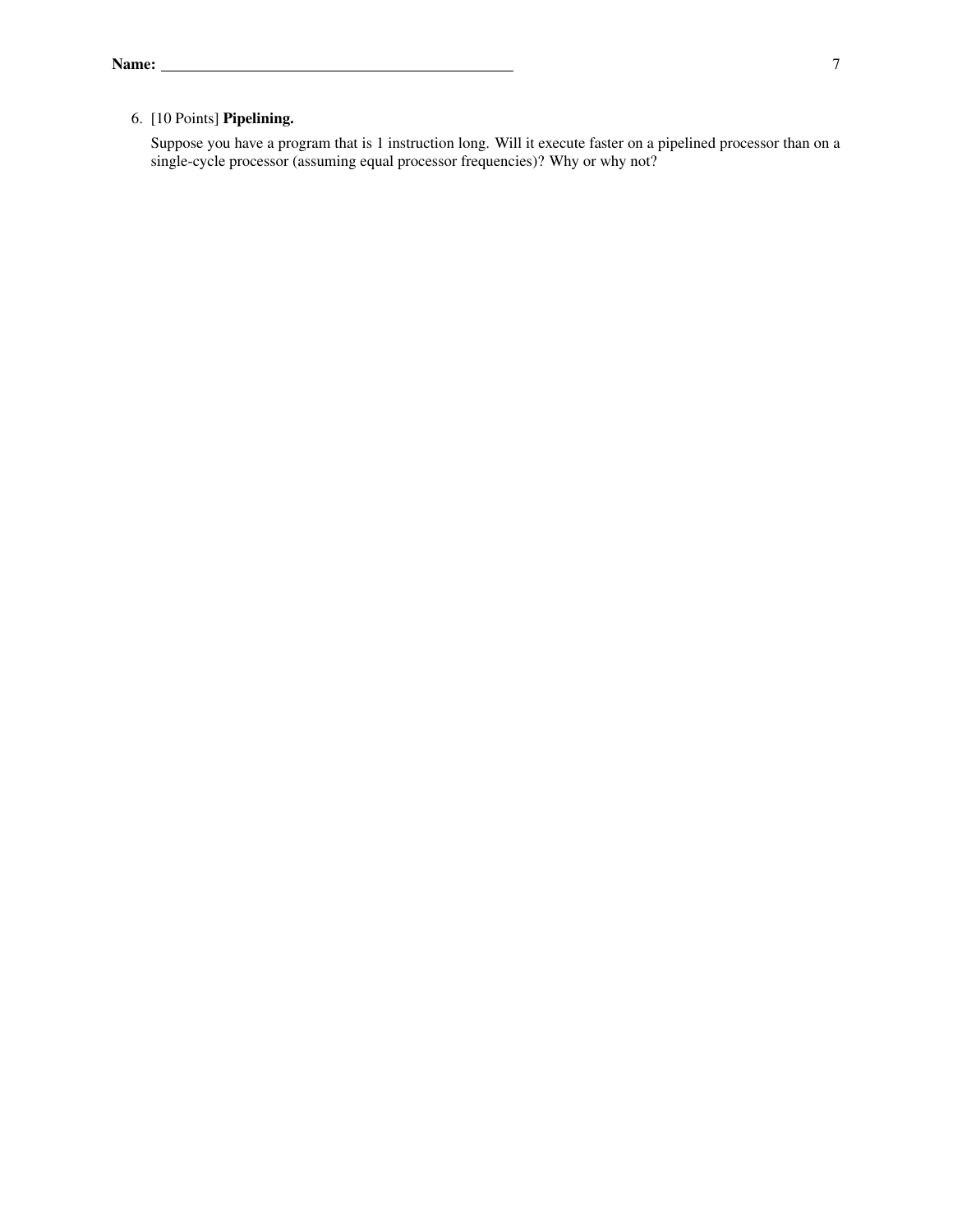6. [10 Points] **Pipelining.**

   Suppose you have a program that is 1 instruction long. Will it execute faster on a pipelined processor than on a single-cycle processor (assuming equal processor frequencies)? Why or why not?